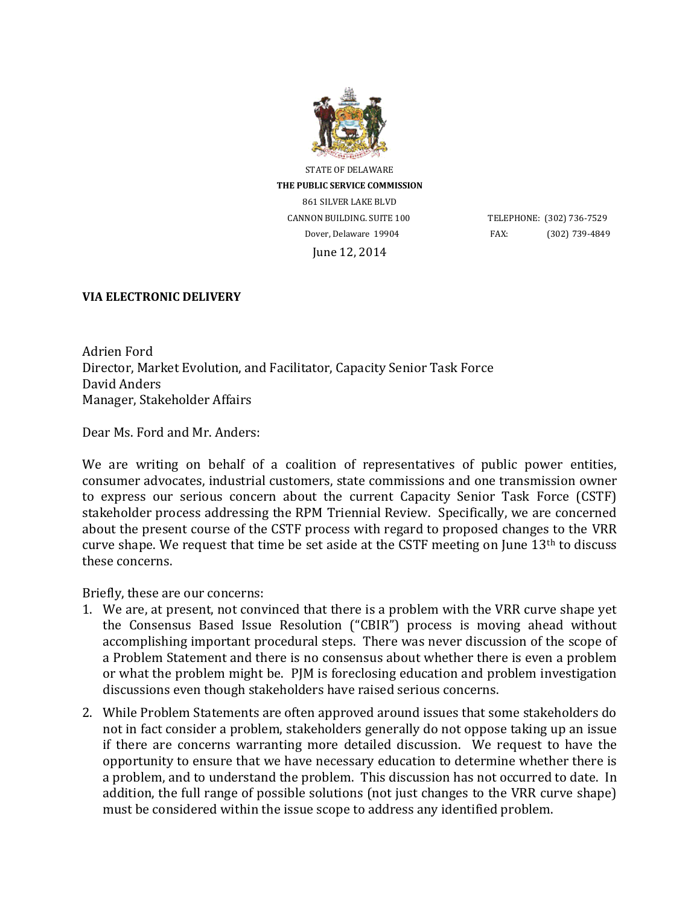STATE OF DELAWARE

**THE PUBLIC SERVICE COMMISSION**

861 SILVER LAKE BLVD

CANNON BUILDING. SUITE 100

Dover, Delaware 19904

TELEPHONE: (302) 736-7529

FAX: (302) 739-4849

June 12, 2014

**VIA ELECTRONIC DELIVERY**

Adrien Ford
Director, Market Evolution, and Facilitator, Capacity Senior Task Force
David Anders
Manager, Stakeholder Affairs

Dear Ms. Ford and Mr. Anders:

We are writing on behalf of a coalition of representatives of public power entities, consumer advocates, industrial customers, state commissions and one transmission owner to express our serious concern about the current Capacity Senior Task Force (CSTF) stakeholder process addressing the RPM Triennial Review. Specifically, we are concerned about the present course of the CSTF process with regard to proposed changes to the VRR curve shape. We request that time be set aside at the CSTF meeting on June 13th to discuss these concerns.

Briefly, these are our concerns:

1. We are, at present, not convinced that there is a problem with the VRR curve shape yet the Consensus Based Issue Resolution ("CBIR") process is moving ahead without accomplishing important procedural steps. There was never discussion of the scope of a Problem Statement and there is no consensus about whether there is even a problem or what the problem might be. PJM is foreclosing education and problem investigation discussions even though stakeholders have raised serious concerns.
2. While Problem Statements are often approved around issues that some stakeholders do not in fact consider a problem, stakeholders generally do not oppose taking up an issue if there are concerns warranting more detailed discussion. We request to have the opportunity to ensure that we have necessary education to determine whether there is a problem, and to understand the problem. This discussion has not occurred to date. In addition, the full range of possible solutions (not just changes to the VRR curve shape) must be considered within the issue scope to address any identified problem.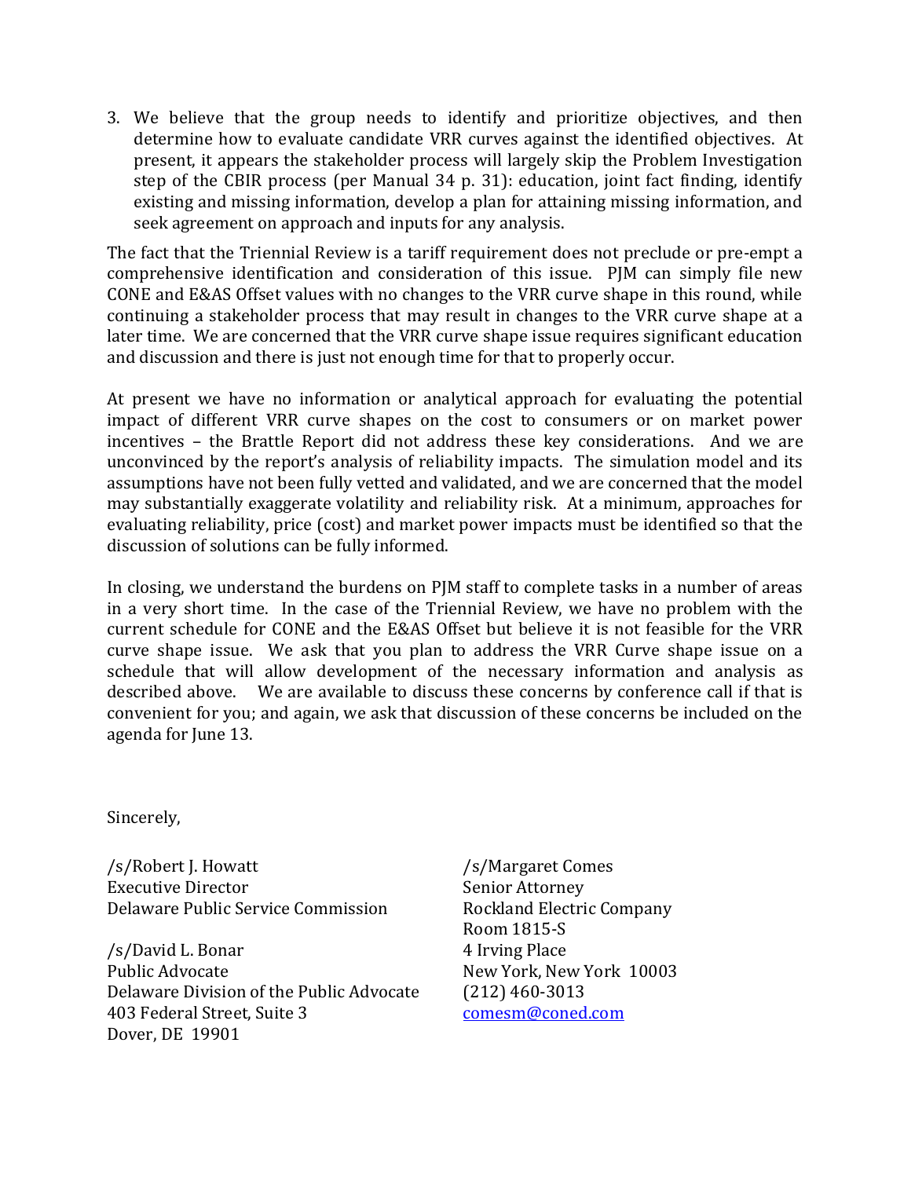3. We believe that the group needs to identify and prioritize objectives, and then determine how to evaluate candidate VRR curves against the identified objectives. At present, it appears the stakeholder process will largely skip the Problem Investigation step of the CBIR process (per Manual 34 p. 31): education, joint fact finding, identify existing and missing information, develop a plan for attaining missing information, and seek agreement on approach and inputs for any analysis.

The fact that the Triennial Review is a tariff requirement does not preclude or pre-empt a comprehensive identification and consideration of this issue. PJM can simply file new CONE and E&AS Offset values with no changes to the VRR curve shape in this round, while continuing a stakeholder process that may result in changes to the VRR curve shape at a later time. We are concerned that the VRR curve shape issue requires significant education and discussion and there is just not enough time for that to properly occur.

At present we have no information or analytical approach for evaluating the potential impact of different VRR curve shapes on the cost to consumers or on market power incentives – the Brattle Report did not address these key considerations. And we are unconvinced by the report's analysis of reliability impacts. The simulation model and its assumptions have not been fully vetted and validated, and we are concerned that the model may substantially exaggerate volatility and reliability risk. At a minimum, approaches for evaluating reliability, price (cost) and market power impacts must be identified so that the discussion of solutions can be fully informed.

In closing, we understand the burdens on PJM staff to complete tasks in a number of areas in a very short time. In the case of the Triennial Review, we have no problem with the current schedule for CONE and the E&AS Offset but believe it is not feasible for the VRR curve shape issue. We ask that you plan to address the VRR Curve shape issue on a schedule that will allow development of the necessary information and analysis as described above. We are available to discuss these concerns by conference call if that is convenient for you; and again, we ask that discussion of these concerns be included on the agenda for June 13.

Sincerely,

/s/Robert J. Howatt
Executive Director
Delaware Public Service Commission

/s/David L. Bonar
Public Advocate
Delaware Division of the Public Advocate
403 Federal Street, Suite 3
Dover, DE 19901

/s/Margaret Comes
Senior Attorney
Rockland Electric Company
Room 1815-S
4 Irving Place
New York, New York 10003
(212) 460-3013
comesm@coned.com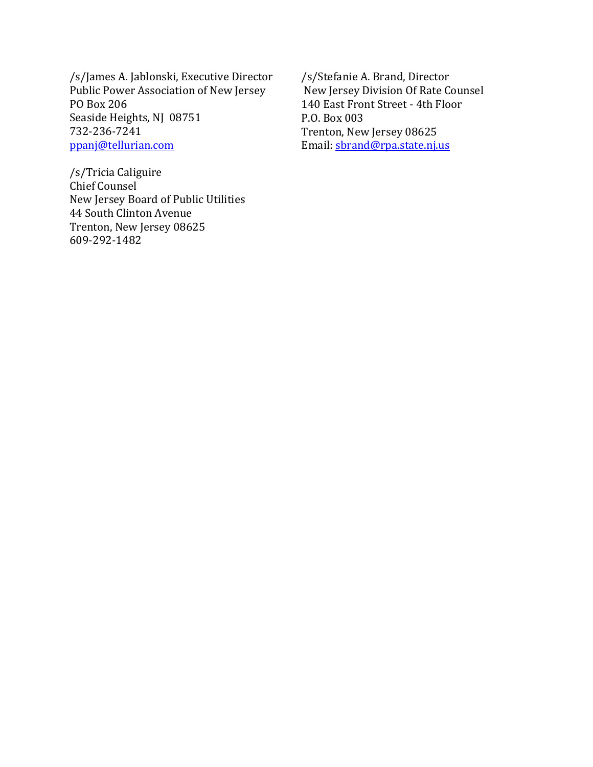/s/James A. Jablonski, Executive Director
Public Power Association of New Jersey
PO Box 206
Seaside Heights, NJ 08751
732-236-7241
ppanj@tellurian.com

/s/Stefanie A. Brand, Director
New Jersey Division Of Rate Counsel
140 East Front Street - 4th Floor
P.O. Box 003
Trenton, New Jersey 08625
Email: sbrand@rpa.state.nj.us

/s/Tricia Caliguire
Chief Counsel
New Jersey Board of Public Utilities
44 South Clinton Avenue
Trenton, New Jersey 08625
609-292-1482